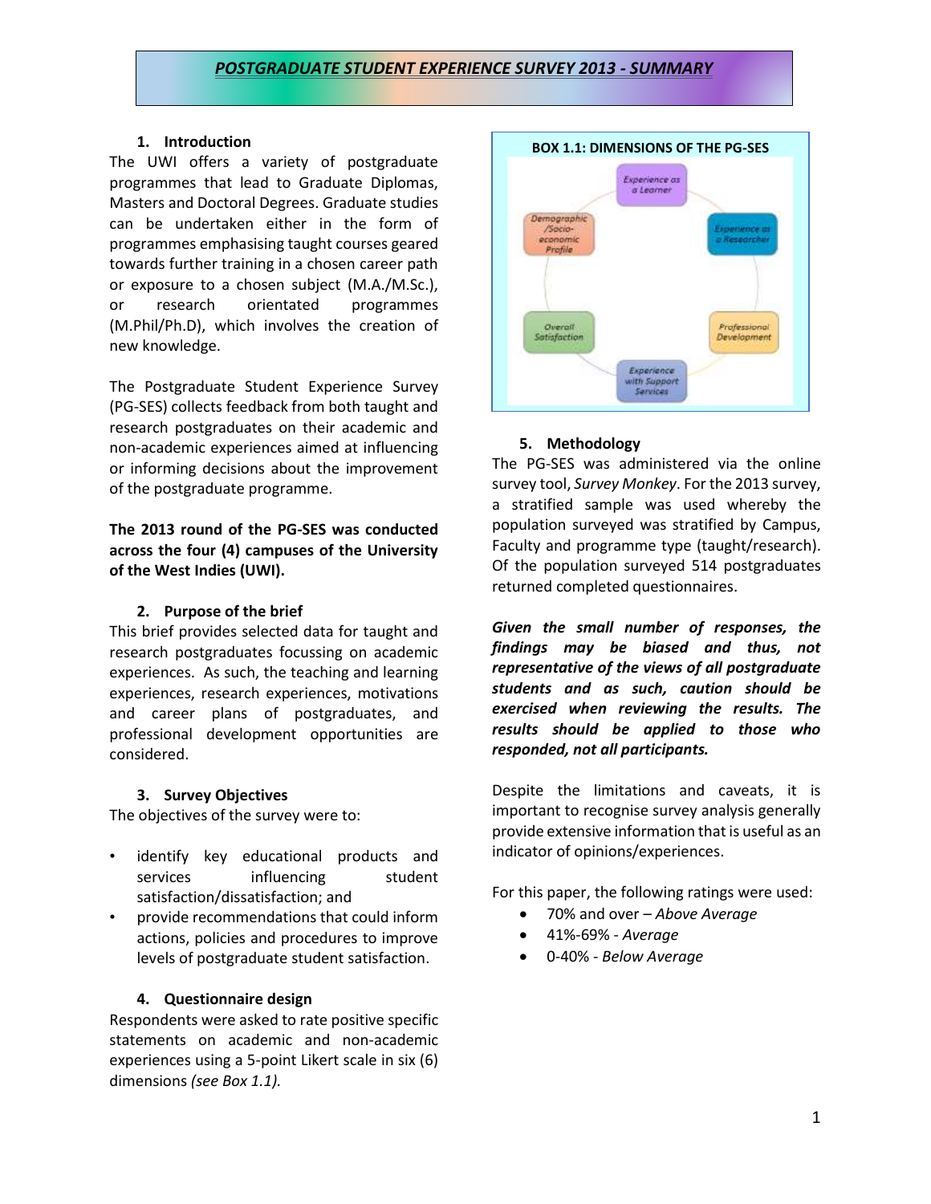# POSTGRADUATE STUDENT EXPERIENCE SURVEY 2013 - SUMMARY

## 1. Introduction

The UWI offers a variety of postgraduate programmes that lead to Graduate Diplomas, Masters and Doctoral Degrees. Graduate studies can be undertaken either in the form of programmes emphasising taught courses geared towards further training in a chosen career path or exposure to a chosen subject (M.A./M.Sc.), or research orientated programmes (M.Phil/Ph.D), which involves the creation of new knowledge.

The Postgraduate Student Experience Survey (PG-SES) collects feedback from both taught and research postgraduates on their academic and non-academic experiences aimed at influencing or informing decisions about the improvement of the postgraduate programme.

**The 2013 round of the PG-SES was conducted across the four (4) campuses of the University of the West Indies (UWI).**

## 2. Purpose of the brief

This brief provides selected data for taught and research postgraduates focussing on academic experiences. As such, the teaching and learning experiences, research experiences, motivations and career plans of postgraduates, and professional development opportunities are considered.

## 3. Survey Objectives

The objectives of the survey were to:

- identify key educational products and services influencing student satisfaction/dissatisfaction; and
- provide recommendations that could inform actions, policies and procedures to improve levels of postgraduate student satisfaction.

## 4. Questionnaire design

Respondents were asked to rate positive specific statements on academic and non-academic experiences using a 5-point Likert scale in six (6) dimensions *(see Box 1.1).*

**BOX 1.1: DIMENSIONS OF THE PG-SES**

- Experience as a Learner
- Experience as a Researcher
- Professional Development
- Experience with Support Services
- Overall Satisfaction
- Demographic /Socio-economic Profile

## 5. Methodology

The PG-SES was administered via the online survey tool, *Survey Monkey*. For the 2013 survey, a stratified sample was used whereby the population surveyed was stratified by Campus, Faculty and programme type (taught/research). Of the population surveyed 514 postgraduates returned completed questionnaires.

***Given the small number of responses, the findings may be biased and thus, not representative of the views of all postgraduate students and as such, caution should be exercised when reviewing the results. The results should be applied to those who responded, not all participants.***

Despite the limitations and caveats, it is important to recognise survey analysis generally provide extensive information that is useful as an indicator of opinions/experiences.

For this paper, the following ratings were used:

- 70% and over – *Above Average*
- 41%-69% - *Average*
- 0-40% - *Below Average*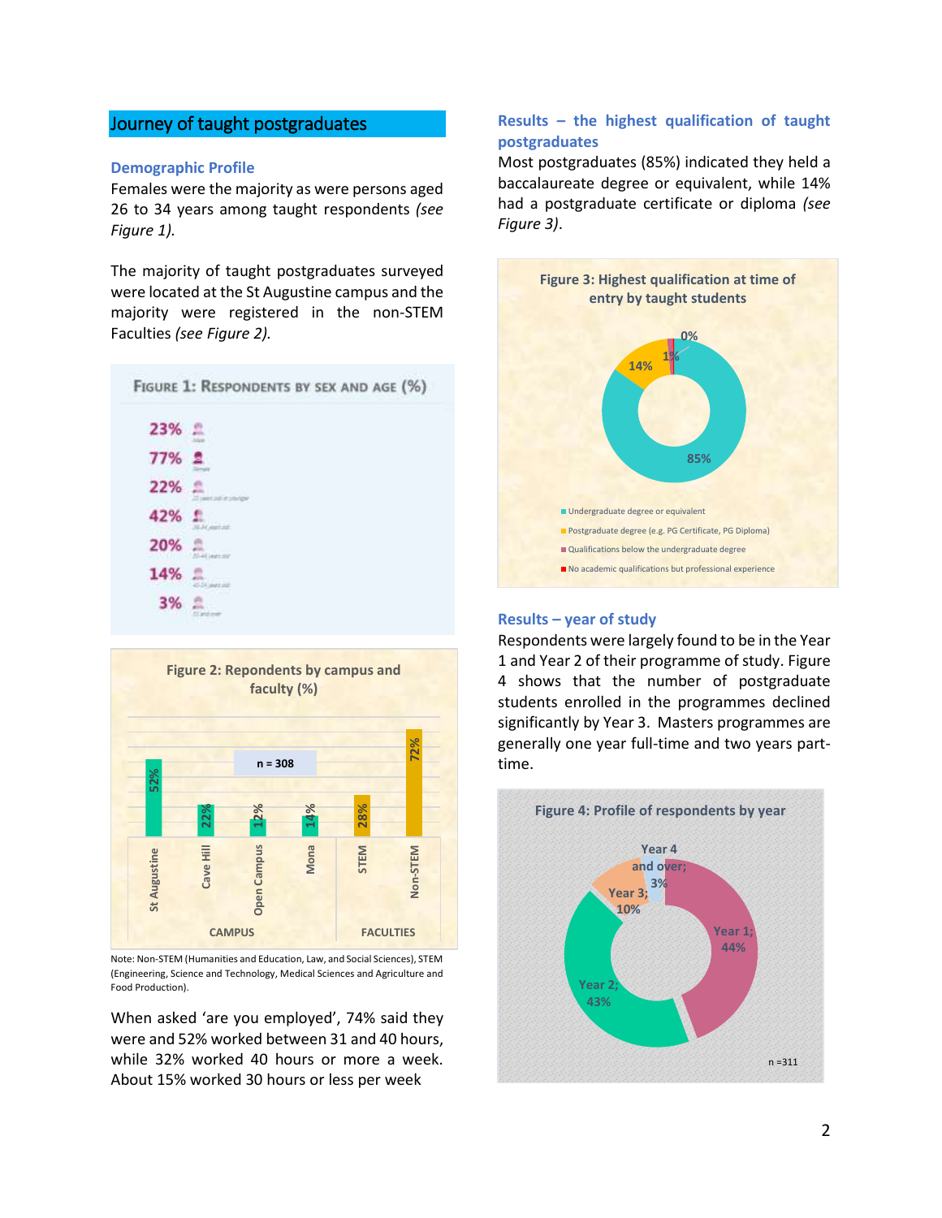## Journey of taught postgraduates

### Demographic Profile

Females were the majority as were persons aged 26 to 34 years among taught respondents *(see Figure 1).*

The majority of taught postgraduates surveyed were located at the St Augustine campus and the majority were registered in the non-STEM Faculties *(see Figure 2).*

**Figure 1: Respondents by sex and age (%)**

| % | Category |
|---|---|
| 23% | Male |
| 77% | Female |
| 22% | 25 years old or younger |
| 42% | 26-34 years old |
| 20% | 35-44 years old |
| 14% | 45-54 years old |
| 3% | 55 and over |

**Figure 2: Repondents by campus and faculty (%)**

n = 308

| CAMPUS | % |
|---|---|
| St Augustine | 52% |
| Cave Hill | 22% |
| Open Campus | 12% |
| Mona | 14% |

| FACULTIES | % |
|---|---|
| STEM | 28% |
| Non-STEM | 72% |

Note: Non-STEM (Humanities and Education, Law, and Social Sciences), STEM (Engineering, Science and Technology, Medical Sciences and Agriculture and Food Production).

When asked 'are you employed', 74% said they were and 52% worked between 31 and 40 hours, while 32% worked 40 hours or more a week. About 15% worked 30 hours or less per week

### Results – the highest qualification of taught postgraduates

Most postgraduates (85%) indicated they held a baccalaureate degree or equivalent, while 14% had a postgraduate certificate or diploma *(see Figure 3)*.

**Figure 3: Highest qualification at time of entry by taught students**

| Qualification | % |
|---|---|
| Undergraduate degree or equivalent | 85% |
| Postgraduate degree (e.g. PG Certificate, PG Diploma) | 14% |
| Qualifications below the undergraduate degree | 1% |
| No academic qualifications but professional experience | 0% |

### Results – year of study

Respondents were largely found to be in the Year 1 and Year 2 of their programme of study. Figure 4 shows that the number of postgraduate students enrolled in the programmes declined significantly by Year 3. Masters programmes are generally one year full-time and two years part-time.

**Figure 4: Profile of respondents by year**

| Year | % |
|---|---|
| Year 1 | 44% |
| Year 2 | 43% |
| Year 3 | 10% |
| Year 4 and over | 3% |

n =311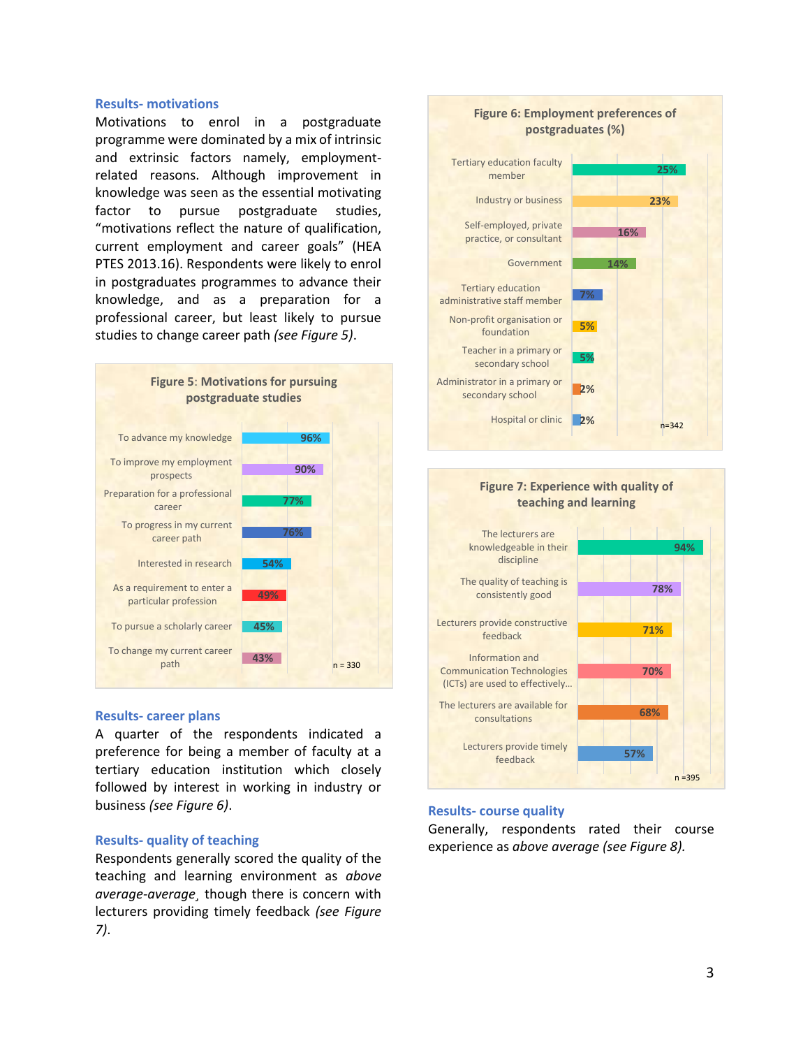## Results- motivations

Motivations to enrol in a postgraduate programme were dominated by a mix of intrinsic and extrinsic factors namely, employment-related reasons. Although improvement in knowledge was seen as the essential motivating factor to pursue postgraduate studies, "motivations reflect the nature of qualification, current employment and career goals" (HEA PTES 2013.16). Respondents were likely to enrol in postgraduates programmes to advance their knowledge, and as a preparation for a professional career, but least likely to pursue studies to change career path *(see Figure 5)*.

**Figure 5: Motivations for pursuing postgraduate studies**

| Motivation | % |
|---|---|
| To advance my knowledge | 96% |
| To improve my employment prospects | 90% |
| Preparation for a professional career | 77% |
| To progress in my current career path | 76% |
| Interested in research | 54% |
| As a requirement to enter a particular profession | 49% |
| To pursue a scholarly career | 45% |
| To change my current career path | 43% |

n = 330

## Results- career plans

A quarter of the respondents indicated a preference for being a member of faculty at a tertiary education institution which closely followed by interest in working in industry or business *(see Figure 6)*.

## Results- quality of teaching

Respondents generally scored the quality of the teaching and learning environment as *above average-average*, though there is concern with lecturers providing timely feedback *(see Figure 7)*.

**Figure 6: Employment preferences of postgraduates (%)**

| Employment preference | % |
|---|---|
| Tertiary education faculty member | 25% |
| Industry or business | 23% |
| Self-employed, private practice, or consultant | 16% |
| Government | 14% |
| Tertiary education administrative staff member | 7% |
| Non-profit organisation or foundation | 5% |
| Teacher in a primary or secondary school | 5% |
| Administrator in a primary or secondary school | 2% |
| Hospital or clinic | 2% |

n=342

**Figure 7: Experience with quality of teaching and learning**

| Statement | % |
|---|---|
| The lecturers are knowledgeable in their discipline | 94% |
| The quality of teaching is consistently good | 78% |
| Lecturers provide constructive feedback | 71% |
| Information and Communication Technologies (ICTs) are used to effectively... | 70% |
| The lecturers are available for consultations | 68% |
| Lecturers provide timely feedback | 57% |

n =395

## Results- course quality

Generally, respondents rated their course experience as *above average (see Figure 8).*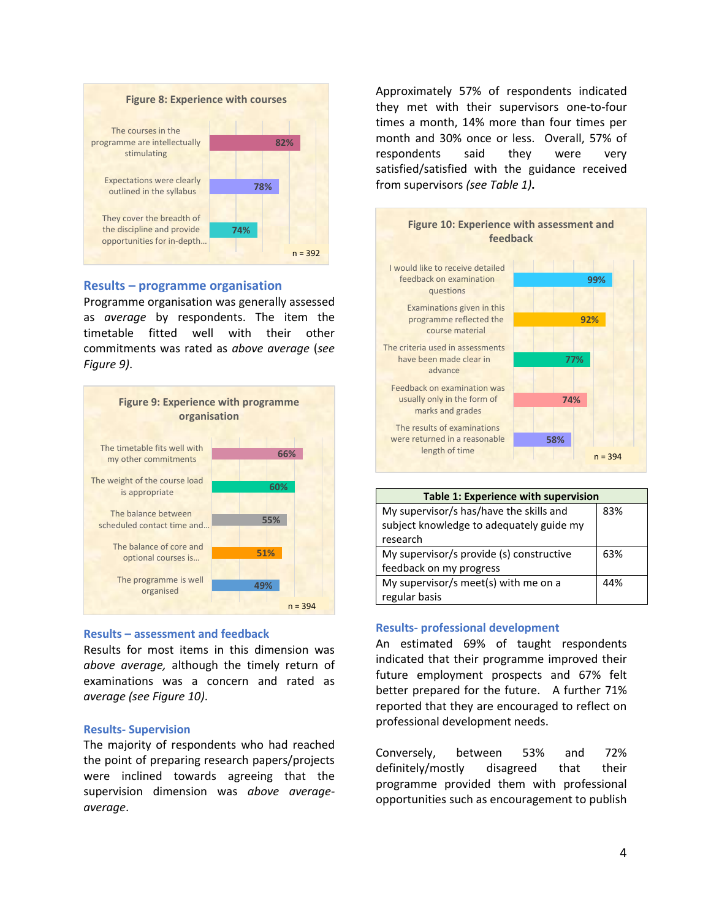**Figure 8: Experience with courses**

| Item | % |
|---|---|
| The courses in the programme are intellectually stimulating | 82% |
| Expectations were clearly outlined in the syllabus | 78% |
| They cover the breadth of the discipline and provide opportunities for in-depth... | 74% |

n = 392

## Results – programme organisation

Programme organisation was generally assessed as *average* by respondents. The item the timetable fitted well with their other commitments was rated as *above average* (*see Figure 9)*.

**Figure 9: Experience with programme organisation**

| Item | % |
|---|---|
| The timetable fits well with my other commitments | 66% |
| The weight of the course load is appropriate | 60% |
| The balance between scheduled contact time and... | 55% |
| The balance of core and optional courses is... | 51% |
| The programme is well organised | 49% |

n = 394

## Results – assessment and feedback

Results for most items in this dimension was *above average,* although the timely return of examinations was a concern and rated as *average (see Figure 10)*.

## Results- Supervision

The majority of respondents who had reached the point of preparing research papers/projects were inclined towards agreeing that the supervision dimension was *above average-average*.

Approximately 57% of respondents indicated they met with their supervisors one-to-four times a month, 14% more than four times per month and 30% once or less. Overall, 57% of respondents said they were very satisfied/satisfied with the guidance received from supervisors *(see Table 1)***.**

**Figure 10: Experience with assessment and feedback**

| Item | % |
|---|---|
| I would like to receive detailed feedback on examination questions | 99% |
| Examinations given in this programme reflected the course material | 92% |
| The criteria used in assessments have been made clear in advance | 77% |
| Feedback on examination was usually only in the form of marks and grades | 74% |
| The results of examinations were returned in a reasonable length of time | 58% |

n = 394

| Table 1: Experience with supervision | |
|---|---|
| My supervisor/s has/have the skills and subject knowledge to adequately guide my research | 83% |
| My supervisor/s provide (s) constructive feedback on my progress | 63% |
| My supervisor/s meet(s) with me on a regular basis | 44% |

## Results- professional development

An estimated 69% of taught respondents indicated that their programme improved their future employment prospects and 67% felt better prepared for the future. A further 71% reported that they are encouraged to reflect on professional development needs.

Conversely, between 53% and 72% definitely/mostly disagreed that their programme provided them with professional opportunities such as encouragement to publish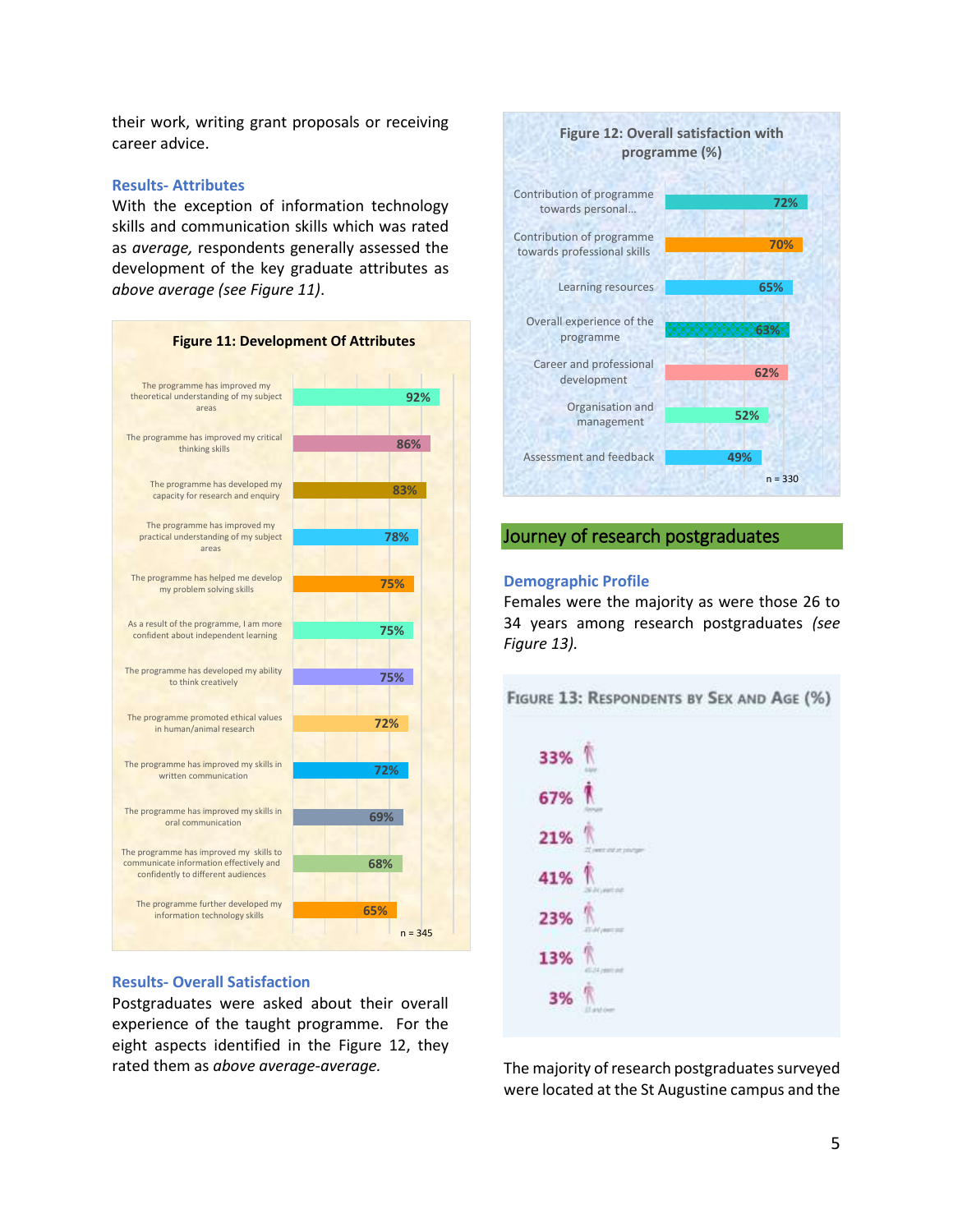their work, writing grant proposals or receiving career advice.

### Results- Attributes

With the exception of information technology skills and communication skills which was rated as *average,* respondents generally assessed the development of the key graduate attributes as *above average (see Figure 11)*.

**Figure 11: Development Of Attributes**

| Attribute | % |
|---|---|
| The programme has improved my theoretical understanding of my subject areas | 92% |
| The programme has improved my critical thinking skills | 86% |
| The programme has developed my capacity for research and enquiry | 83% |
| The programme has improved my practical understanding of my subject areas | 78% |
| The programme has helped me develop my problem solving skills | 75% |
| As a result of the programme, I am more confident about independent learning | 75% |
| The programme has developed my ability to think creatively | 75% |
| The programme promoted ethical values in human/animal research | 72% |
| The programme has improved my skills in written communication | 72% |
| The programme has improved my skills in oral communication | 69% |
| The programme has improved my skills to communicate information effectively and confidently to different audiences | 68% |
| The programme further developed my information technology skills | 65% |

n = 345

### Results- Overall Satisfaction

Postgraduates were asked about their overall experience of the taught programme. For the eight aspects identified in the Figure 12, they rated them as *above average-average.*

**Figure 12: Overall satisfaction with programme (%)**

| Aspect | % |
|---|---|
| Contribution of programme towards personal... | 72% |
| Contribution of programme towards professional skills | 70% |
| Learning resources | 65% |
| Overall experience of the programme | 63% |
| Career and professional development | 62% |
| Organisation and management | 52% |
| Assessment and feedback | 49% |

n = 330

## Journey of research postgraduates

### Demographic Profile

Females were the majority as were those 26 to 34 years among research postgraduates *(see Figure 13).*

**Figure 13: Respondents by Sex and Age (%)**

| Category | % |
|---|---|
| Male | 33% |
| Female | 67% |
| 25 years old or younger | 21% |
| 26-34 years old | 41% |
| 35-44 years old | 23% |
| 45-54 years old | 13% |
| 55 and over | 3% |

The majority of research postgraduates surveyed were located at the St Augustine campus and the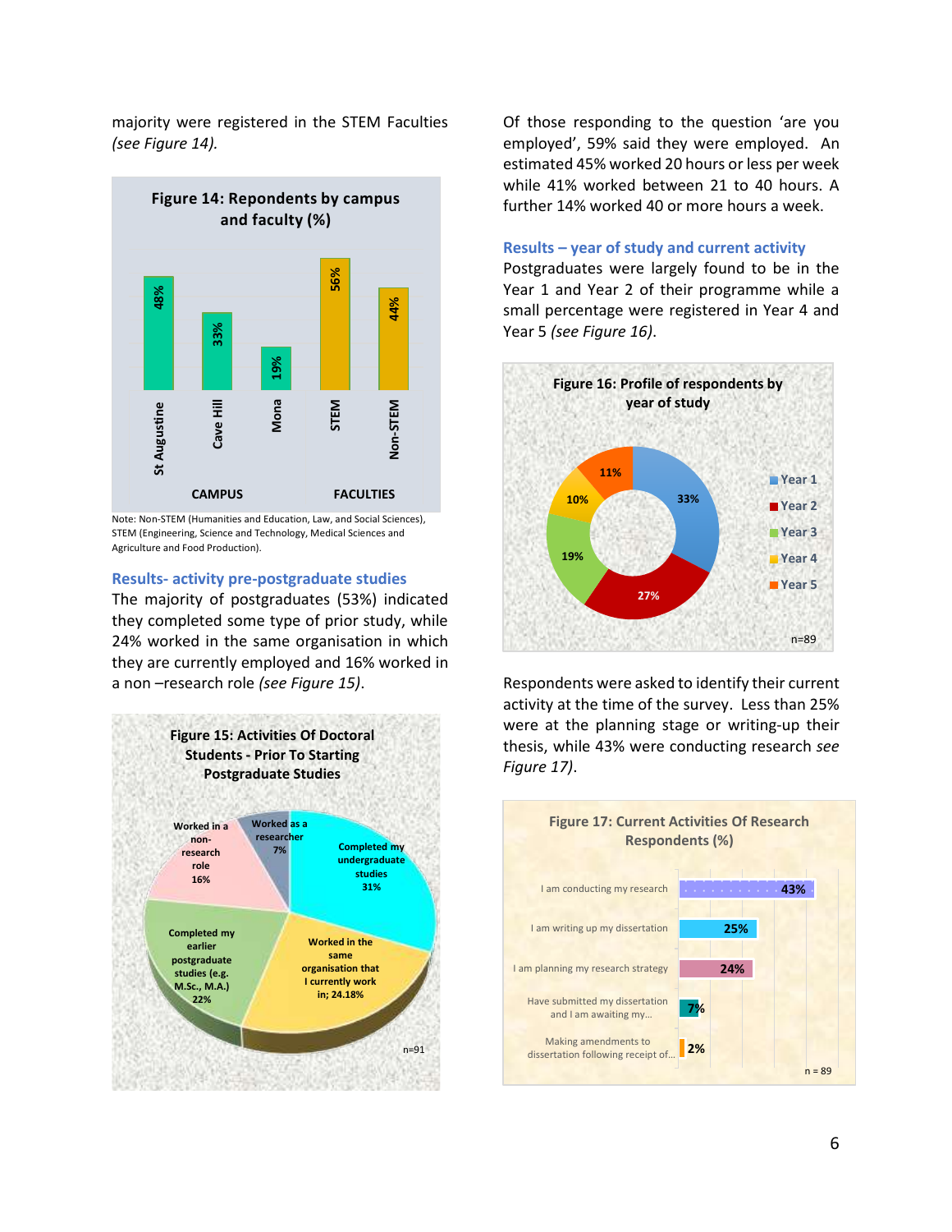majority were registered in the STEM Faculties *(see Figure 14).*

**Figure 14: Repondents by campus and faculty (%)**

| CAMPUS | | | FACULTIES | |
|---|---|---|---|---|
| St Augustine | Cave Hill | Mona | STEM | Non-STEM |
| 48% | 33% | 19% | 56% | 44% |

Note: Non-STEM (Humanities and Education, Law, and Social Sciences), STEM (Engineering, Science and Technology, Medical Sciences and Agriculture and Food Production).

### Results- activity pre-postgraduate studies

The majority of postgraduates (53%) indicated they completed some type of prior study, while 24% worked in the same organisation in which they are currently employed and 16% worked in a non –research role *(see Figure 15).*

**Figure 15: Activities Of Doctoral Students - Prior To Starting Postgraduate Studies**

| Activity | % |
|---|---|
| Completed my undergraduate studies | 31% |
| Worked in the same organisation that I currently work in | 24.18% |
| Completed my earlier postgraduate studies (e.g. M.Sc., M.A.) | 22% |
| Worked in a non-research role | 16% |
| Worked as a researcher | 7% |

n=91

Of those responding to the question 'are you employed', 59% said they were employed. An estimated 45% worked 20 hours or less per week while 41% worked between 21 to 40 hours. A further 14% worked 40 or more hours a week.

### Results – year of study and current activity

Postgraduates were largely found to be in the Year 1 and Year 2 of their programme while a small percentage were registered in Year 4 and Year 5 *(see Figure 16).*

**Figure 16: Profile of respondents by year of study**

| Year | % |
|---|---|
| Year 1 | 33% |
| Year 2 | 27% |
| Year 3 | 19% |
| Year 4 | 10% |
| Year 5 | 11% |

n=89

Respondents were asked to identify their current activity at the time of the survey. Less than 25% were at the planning stage or writing-up their thesis, while 43% were conducting research *see Figure 17).*

**Figure 17: Current Activities Of Research Respondents (%)**

| Activity | % |
|---|---|
| I am conducting my research | 43% |
| I am writing up my dissertation | 25% |
| I am planning my research strategy | 24% |
| Have submitted my dissertation and I am awaiting my... | 7% |
| Making amendments to dissertation following receipt of... | 2% |

n = 89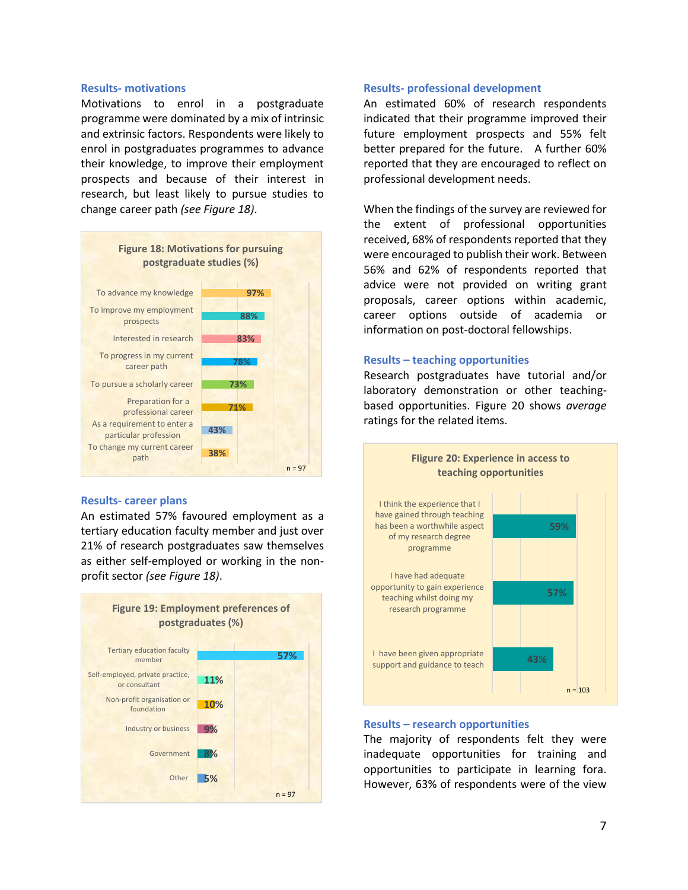### Results- motivations

Motivations to enrol in a postgraduate programme were dominated by a mix of intrinsic and extrinsic factors. Respondents were likely to enrol in postgraduates programmes to advance their knowledge, to improve their employment prospects and because of their interest in research, but least likely to pursue studies to change career path *(see Figure 18)*.

**Figure 18: Motivations for pursuing postgraduate studies (%)**

| Motivation | % |
|---|---|
| To advance my knowledge | 97% |
| To improve my employment prospects | 88% |
| Interested in research | 83% |
| To progress in my current career path | 78% |
| To pursue a scholarly career | 73% |
| Preparation for a professional career | 71% |
| As a requirement to enter a particular profession | 43% |
| To change my current career path | 38% |

n = 97

### Results- career plans

An estimated 57% favoured employment as a tertiary education faculty member and just over 21% of research postgraduates saw themselves as either self-employed or working in the non-profit sector *(see Figure 18)*.

**Figure 19: Employment preferences of postgraduates (%)**

| Employment preference | % |
|---|---|
| Tertiary education faculty member | 57% |
| Self-employed, private practice, or consultant | 11% |
| Non-profit organisation or foundation | 10% |
| Industry or business | 9% |
| Government | 8% |
| Other | 5% |

n = 97

### Results- professional development

An estimated 60% of research respondents indicated that their programme improved their future employment prospects and 55% felt better prepared for the future. A further 60% reported that they are encouraged to reflect on professional development needs.

When the findings of the survey are reviewed for the extent of professional opportunities received, 68% of respondents reported that they were encouraged to publish their work. Between 56% and 62% of respondents reported that advice were not provided on writing grant proposals, career options within academic, career options outside of academia or information on post-doctoral fellowships.

### Results – teaching opportunities

Research postgraduates have tutorial and/or laboratory demonstration or other teaching-based opportunities. Figure 20 shows *average* ratings for the related items.

**Fligure 20: Experience in access to teaching opportunities**

| Item | % |
|---|---|
| I think the experience that I have gained through teaching has been a worthwhile aspect of my research degree programme | 59% |
| I have had adequate opportunity to gain experience teaching whilst doing my research programme | 57% |
| I have been given appropriate support and guidance to teach | 43% |

n = 103

### Results – research opportunities

The majority of respondents felt they were inadequate opportunities for training and opportunities to participate in learning fora. However, 63% of respondents were of the view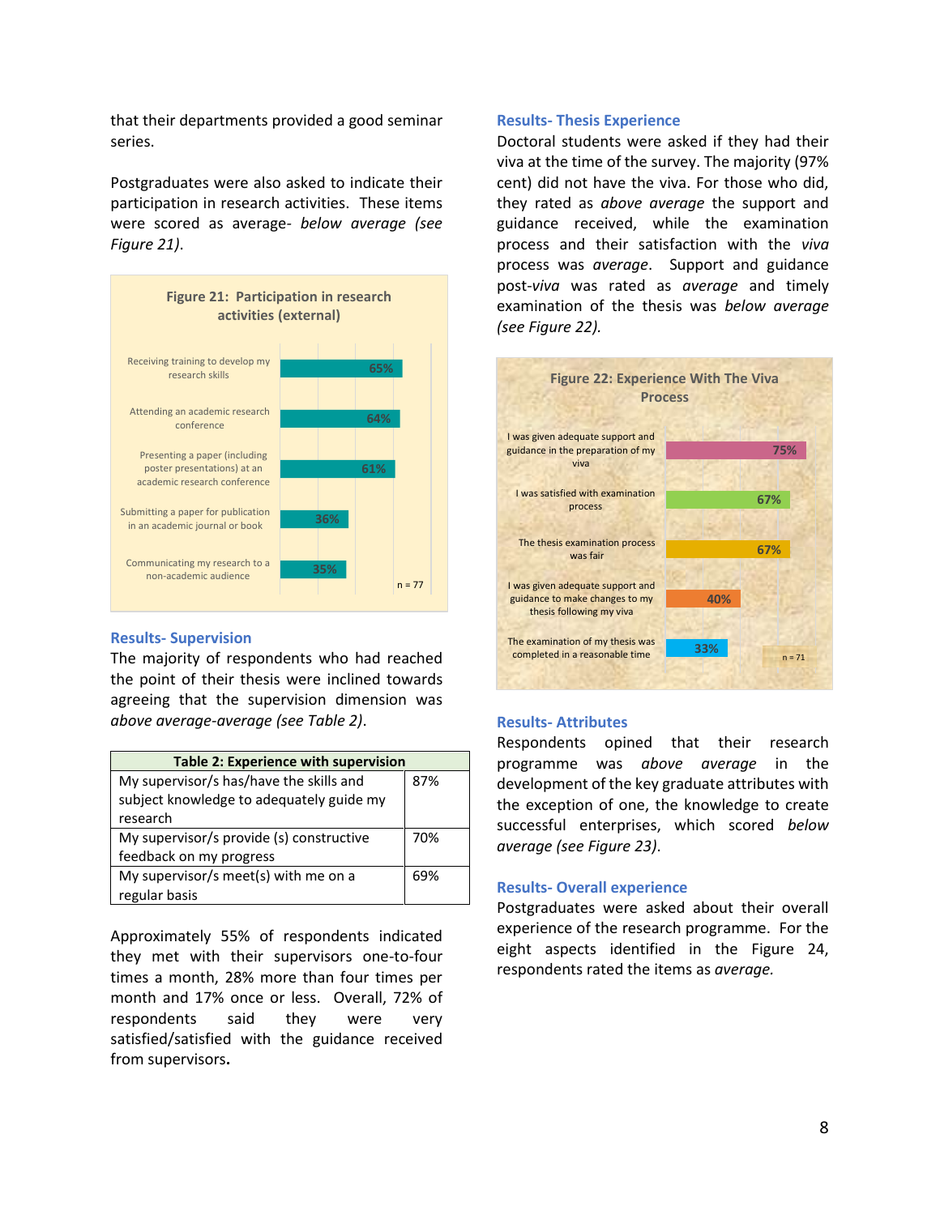that their departments provided a good seminar series.

Postgraduates were also asked to indicate their participation in research activities. These items were scored as average- *below average (see Figure 21)*.

**Figure 21: Participation in research activities (external)**

| Item | % |
|---|---|
| Receiving training to develop my research skills | 65% |
| Attending an academic research conference | 64% |
| Presenting a paper (including poster presentations) at an academic research conference | 61% |
| Submitting a paper for publication in an academic journal or book | 36% |
| Communicating my research to a non-academic audience | 35% |

n = 77

## Results- Supervision

The majority of respondents who had reached the point of their thesis were inclined towards agreeing that the supervision dimension was *above average-average (see Table 2)*.

**Table 2: Experience with supervision**

| Item | % |
|---|---|
| My supervisor/s has/have the skills and subject knowledge to adequately guide my research | 87% |
| My supervisor/s provide (s) constructive feedback on my progress | 70% |
| My supervisor/s meet(s) with me on a regular basis | 69% |

Approximately 55% of respondents indicated they met with their supervisors one-to-four times a month, 28% more than four times per month and 17% once or less. Overall, 72% of respondents said they were very satisfied/satisfied with the guidance received from supervisors**.**

## Results- Thesis Experience

Doctoral students were asked if they had their viva at the time of the survey. The majority (97% cent) did not have the viva. For those who did, they rated as *above average* the support and guidance received, while the examination process and their satisfaction with the *viva* process was *average*. Support and guidance post-*viva* was rated as *average* and timely examination of the thesis was *below average (see Figure 22).*

**Figure 22: Experience With The Viva Process**

| Item | % |
|---|---|
| I was given adequate support and guidance in the preparation of my viva | 75% |
| I was satisfied with examination process | 67% |
| The thesis examination process was fair | 67% |
| I was given adequate support and guidance to make changes to my thesis following my viva | 40% |
| The examination of my thesis was completed in a reasonable time | 33% |

n = 71

## Results- Attributes

Respondents opined that their research programme was *above average* in the development of the key graduate attributes with the exception of one, the knowledge to create successful enterprises, which scored *below average (see Figure 23)*.

## Results- Overall experience

Postgraduates were asked about their overall experience of the research programme. For the eight aspects identified in the Figure 24, respondents rated the items as *average.*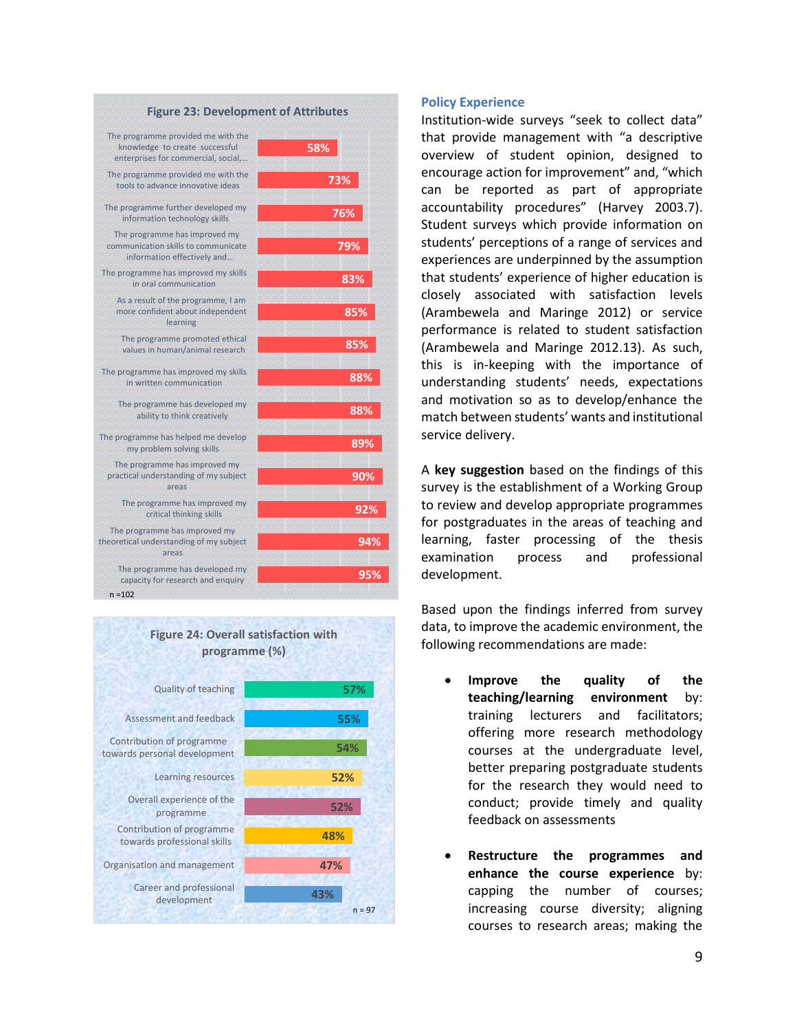**Figure 23: Development of Attributes**

| Attribute | % |
|---|---|
| The programme provided me with the knowledge to create successful enterprises for commercial, social,... | 58% |
| The programme provided me with the tools to advance innovative ideas | 73% |
| The programme further developed my information technology skills | 76% |
| The programme has improved my communication skills to communicate information effectively and... | 79% |
| The programme has improved my skills in oral communication | 83% |
| As a result of the programme, I am more confident about independent learning | 85% |
| The programme promoted ethical values in human/animal research | 85% |
| The programme has improved my skills in written communication | 88% |
| The programme has developed my ability to think creatively | 88% |
| The programme has helped me develop my problem solving skills | 89% |
| The programme has improved my practical understanding of my subject areas | 90% |
| The programme has improved my critical thinking skills | 92% |
| The programme has improved my theoretical understanding of my subject areas | 94% |
| The programme has developed my capacity for research and enquiry | 95% |

n =102

**Figure 24: Overall satisfaction with programme (%)**

| Aspect | % |
|---|---|
| Quality of teaching | 57% |
| Assessment and feedback | 55% |
| Contribution of programme towards personal development | 54% |
| Learning resources | 52% |
| Overall experience of the programme | 52% |
| Contribution of programme towards professional skills | 48% |
| Organisation and management | 47% |
| Career and professional development | 43% |

n = 97

### Policy Experience

Institution-wide surveys "seek to collect data" that provide management with "a descriptive overview of student opinion, designed to encourage action for improvement" and, "which can be reported as part of appropriate accountability procedures" (Harvey 2003.7). Student surveys which provide information on students' perceptions of a range of services and experiences are underpinned by the assumption that students' experience of higher education is closely associated with satisfaction levels (Arambewela and Maringe 2012) or service performance is related to student satisfaction (Arambewela and Maringe 2012.13). As such, this is in-keeping with the importance of understanding students' needs, expectations and motivation so as to develop/enhance the match between students' wants and institutional service delivery.

A **key suggestion** based on the findings of this survey is the establishment of a Working Group to review and develop appropriate programmes for postgraduates in the areas of teaching and learning, faster processing of the thesis examination process and professional development.

Based upon the findings inferred from survey data, to improve the academic environment, the following recommendations are made:

- **Improve the quality of the teaching/learning environment** by: training lecturers and facilitators; offering more research methodology courses at the undergraduate level, better preparing postgraduate students for the research they would need to conduct; provide timely and quality feedback on assessments

- **Restructure the programmes and enhance the course experience** by: capping the number of courses; increasing course diversity; aligning courses to research areas; making the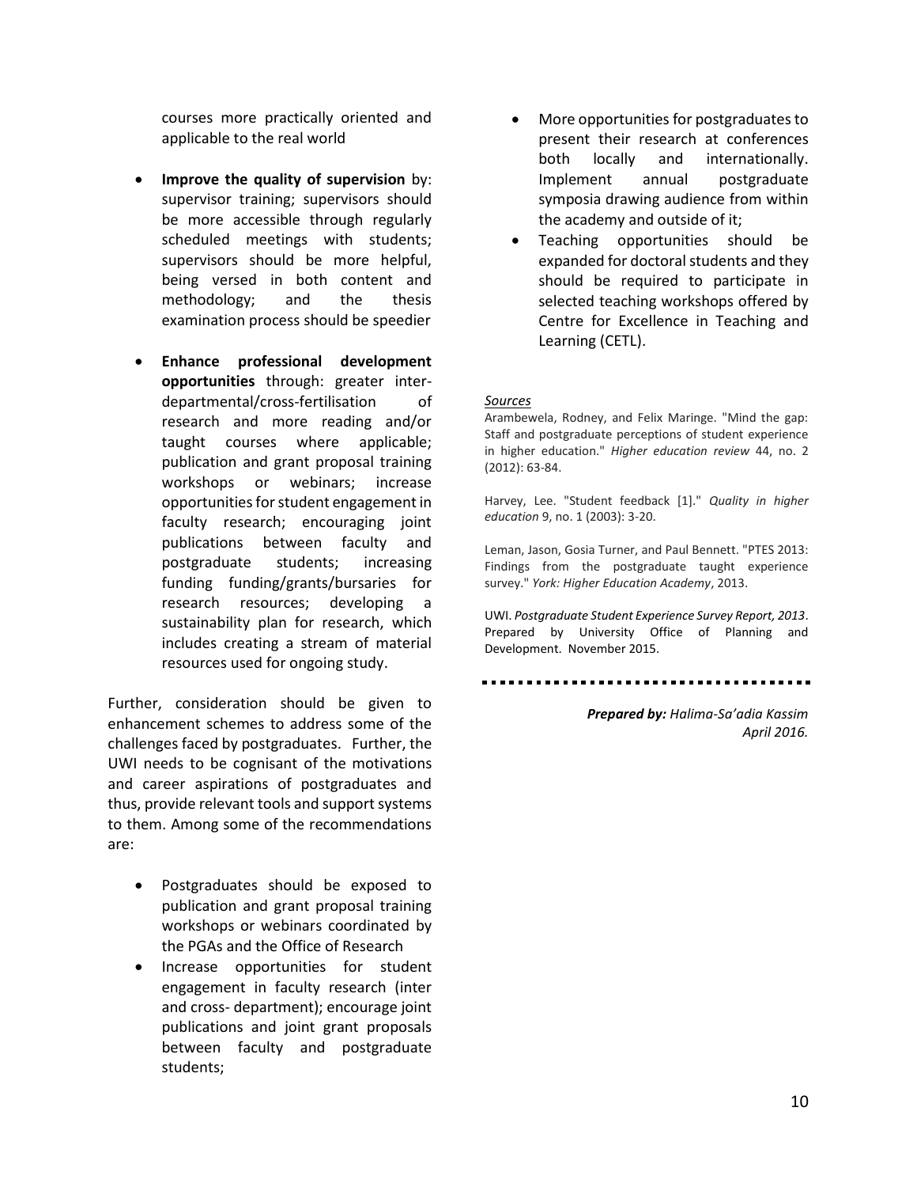courses more practically oriented and applicable to the real world

- **Improve the quality of supervision** by: supervisor training; supervisors should be more accessible through regularly scheduled meetings with students; supervisors should be more helpful, being versed in both content and methodology; and the thesis examination process should be speedier

- **Enhance professional development opportunities** through: greater inter-departmental/cross-fertilisation of research and more reading and/or taught courses where applicable; publication and grant proposal training workshops or webinars; increase opportunities for student engagement in faculty research; encouraging joint publications between faculty and postgraduate students; increasing funding funding/grants/bursaries for research resources; developing a sustainability plan for research, which includes creating a stream of material resources used for ongoing study.

Further, consideration should be given to enhancement schemes to address some of the challenges faced by postgraduates. Further, the UWI needs to be cognisant of the motivations and career aspirations of postgraduates and thus, provide relevant tools and support systems to them. Among some of the recommendations are:

- Postgraduates should be exposed to publication and grant proposal training workshops or webinars coordinated by the PGAs and the Office of Research
- Increase opportunities for student engagement in faculty research (inter and cross- department); encourage joint publications and joint grant proposals between faculty and postgraduate students;
- More opportunities for postgraduates to present their research at conferences both locally and internationally. Implement annual postgraduate symposia drawing audience from within the academy and outside of it;
- Teaching opportunities should be expanded for doctoral students and they should be required to participate in selected teaching workshops offered by Centre for Excellence in Teaching and Learning (CETL).

*Sources*

Arambewela, Rodney, and Felix Maringe. "Mind the gap: Staff and postgraduate perceptions of student experience in higher education." *Higher education review* 44, no. 2 (2012): 63-84.

Harvey, Lee. "Student feedback [1]." *Quality in higher education* 9, no. 1 (2003): 3-20.

Leman, Jason, Gosia Turner, and Paul Bennett. "PTES 2013: Findings from the postgraduate taught experience survey." *York: Higher Education Academy*, 2013.

UWI. *Postgraduate Student Experience Survey Report, 2013*. Prepared by University Office of Planning and Development. November 2015.

***Prepared by:*** *Halima-Sa'adia Kassim*
*April 2016.*